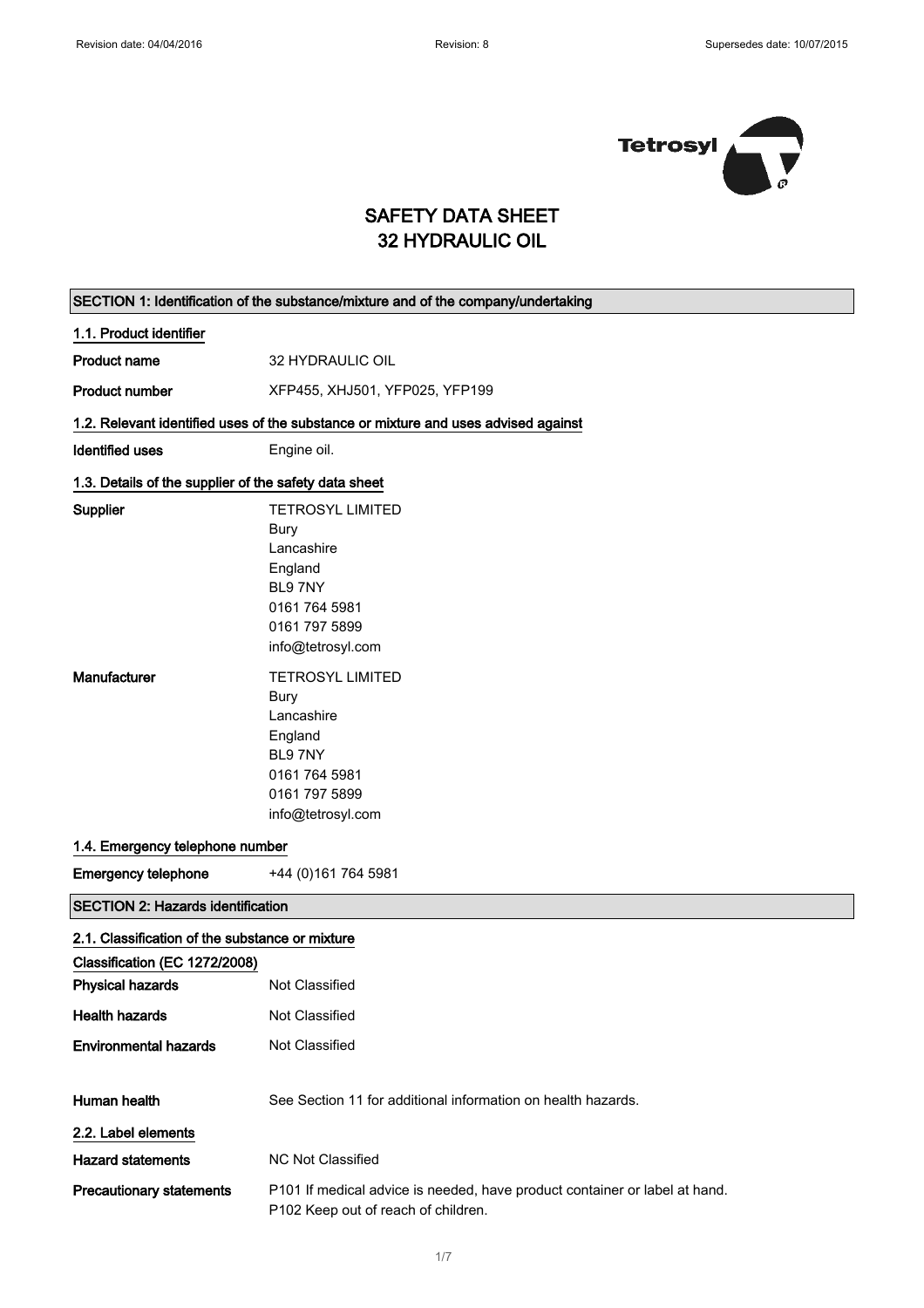# SAFETY DATA SHEET
# 32 HYDRAULIC OIL

## SECTION 1: Identification of the substance/mixture and of the company/undertaking

### 1.1. Product identifier

**Product name** 32 HYDRAULIC OIL

**Product number** XFP455, XHJ501, YFP025, YFP199

### 1.2. Relevant identified uses of the substance or mixture and uses advised against

**Identified uses** Engine oil.

### 1.3. Details of the supplier of the safety data sheet

**Supplier**
TETROSYL LIMITED
Bury
Lancashire
England
BL9 7NY
0161 764 5981
0161 797 5899
info@tetrosyl.com

**Manufacturer**
TETROSYL LIMITED
Bury
Lancashire
England
BL9 7NY
0161 764 5981
0161 797 5899
info@tetrosyl.com

### 1.4. Emergency telephone number

**Emergency telephone** +44 (0)161 764 5981

## SECTION 2: Hazards identification

### 2.1. Classification of the substance or mixture

**Classification (EC 1272/2008)**

**Physical hazards** Not Classified

**Health hazards** Not Classified

**Environmental hazards** Not Classified

**Human health** See Section 11 for additional information on health hazards.

### 2.2. Label elements

**Hazard statements** NC Not Classified

**Precautionary statements**
P101 If medical advice is needed, have product container or label at hand.
P102 Keep out of reach of children.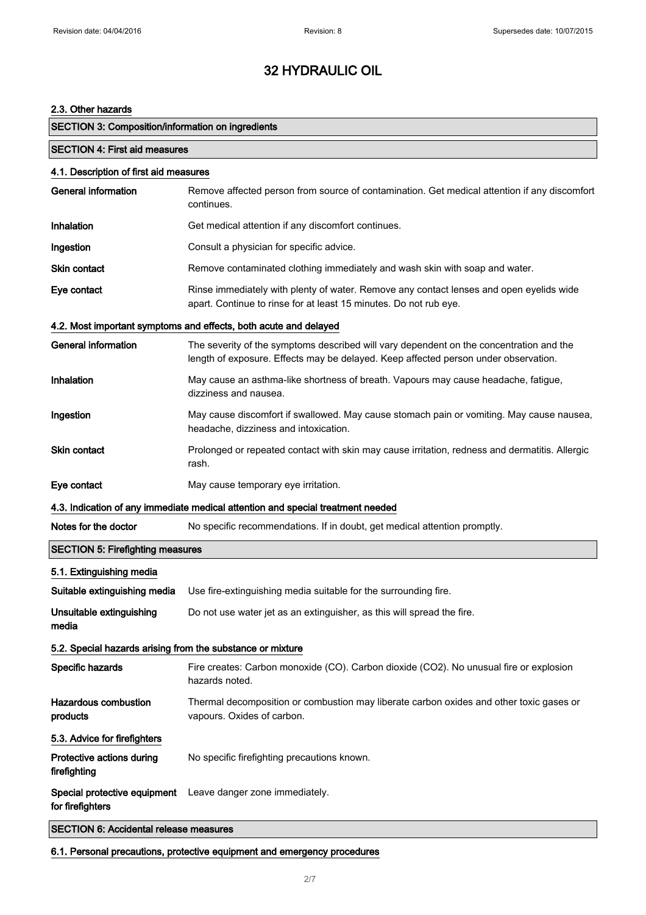# 32 HYDRAULIC OIL

### 2.3. Other hazards

## SECTION 3: Composition/information on ingredients

## SECTION 4: First aid measures

### 4.1. Description of first aid measures

| | |
|---|---|
| **General information** | Remove affected person from source of contamination. Get medical attention if any discomfort continues. |
| **Inhalation** | Get medical attention if any discomfort continues. |
| **Ingestion** | Consult a physician for specific advice. |
| **Skin contact** | Remove contaminated clothing immediately and wash skin with soap and water. |
| **Eye contact** | Rinse immediately with plenty of water. Remove any contact lenses and open eyelids wide apart. Continue to rinse for at least 15 minutes. Do not rub eye. |

### 4.2. Most important symptoms and effects, both acute and delayed

| | |
|---|---|
| **General information** | The severity of the symptoms described will vary dependent on the concentration and the length of exposure. Effects may be delayed. Keep affected person under observation. |
| **Inhalation** | May cause an asthma-like shortness of breath. Vapours may cause headache, fatigue, dizziness and nausea. |
| **Ingestion** | May cause discomfort if swallowed. May cause stomach pain or vomiting. May cause nausea, headache, dizziness and intoxication. |
| **Skin contact** | Prolonged or repeated contact with skin may cause irritation, redness and dermatitis. Allergic rash. |
| **Eye contact** | May cause temporary eye irritation. |

### 4.3. Indication of any immediate medical attention and special treatment needed

| | |
|---|---|
| **Notes for the doctor** | No specific recommendations. If in doubt, get medical attention promptly. |

## SECTION 5: Firefighting measures

### 5.1. Extinguishing media

| | |
|---|---|
| **Suitable extinguishing media** | Use fire-extinguishing media suitable for the surrounding fire. |
| **Unsuitable extinguishing media** | Do not use water jet as an extinguisher, as this will spread the fire. |

### 5.2. Special hazards arising from the substance or mixture

| | |
|---|---|
| **Specific hazards** | Fire creates: Carbon monoxide (CO). Carbon dioxide ($CO_2$). No unusual fire or explosion hazards noted. |
| **Hazardous combustion products** | Thermal decomposition or combustion may liberate carbon oxides and other toxic gases or vapours. Oxides of carbon. |

### 5.3. Advice for firefighters

| | |
|---|---|
| **Protective actions during firefighting** | No specific firefighting precautions known. |
| **Special protective equipment for firefighters** | Leave danger zone immediately. |

## SECTION 6: Accidental release measures

### 6.1. Personal precautions, protective equipment and emergency procedures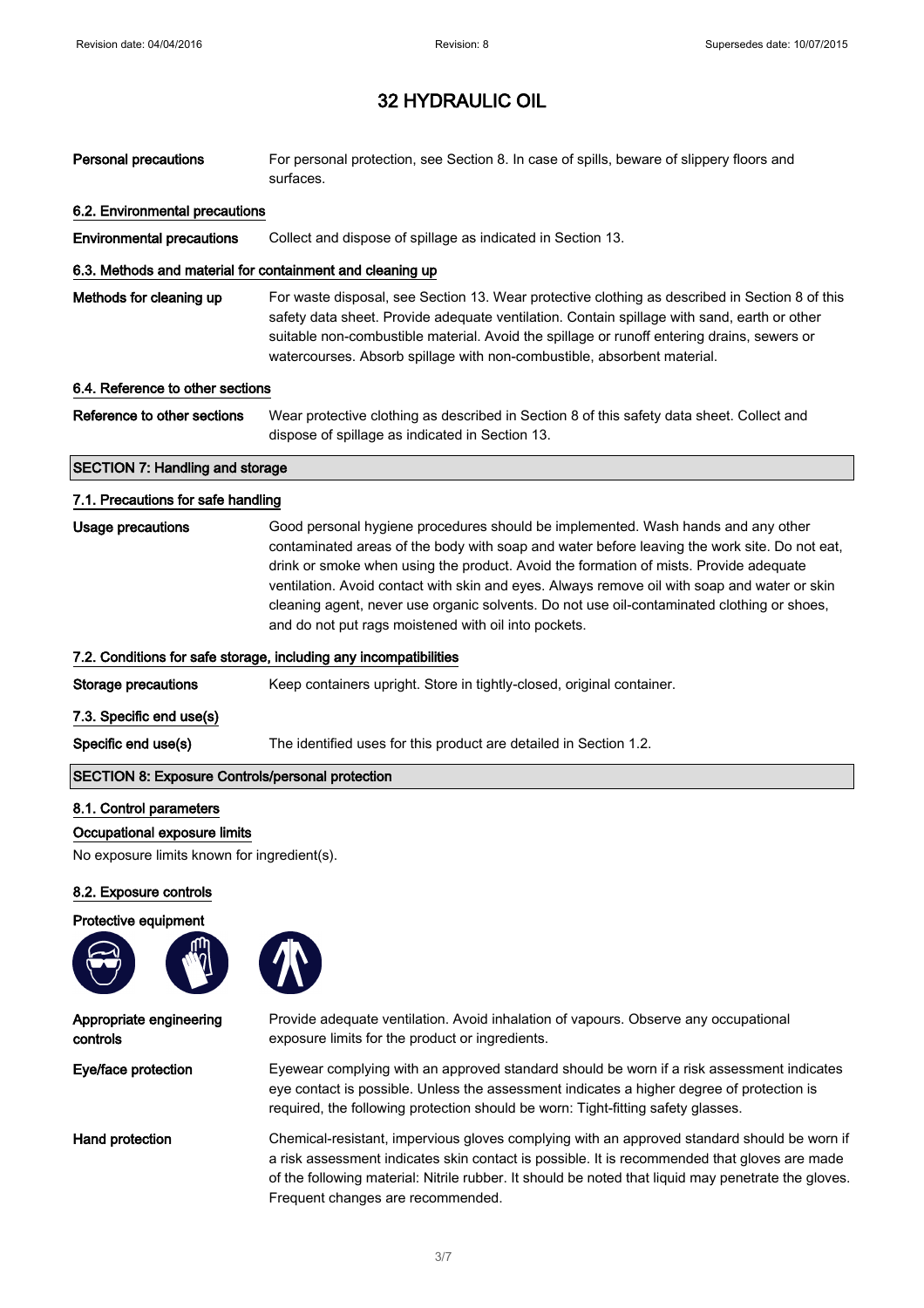# 32 HYDRAULIC OIL

**Personal precautions** For personal protection, see Section 8. In case of spills, beware of slippery floors and surfaces.

### 6.2. Environmental precautions

**Environmental precautions** Collect and dispose of spillage as indicated in Section 13.

### 6.3. Methods and material for containment and cleaning up

**Methods for cleaning up** For waste disposal, see Section 13. Wear protective clothing as described in Section 8 of this safety data sheet. Provide adequate ventilation. Contain spillage with sand, earth or other suitable non-combustible material. Avoid the spillage or runoff entering drains, sewers or watercourses. Absorb spillage with non-combustible, absorbent material.

### 6.4. Reference to other sections

**Reference to other sections** Wear protective clothing as described in Section 8 of this safety data sheet. Collect and dispose of spillage as indicated in Section 13.

## SECTION 7: Handling and storage

### 7.1. Precautions for safe handling

**Usage precautions** Good personal hygiene procedures should be implemented. Wash hands and any other contaminated areas of the body with soap and water before leaving the work site. Do not eat, drink or smoke when using the product. Avoid the formation of mists. Provide adequate ventilation. Avoid contact with skin and eyes. Always remove oil with soap and water or skin cleaning agent, never use organic solvents. Do not use oil-contaminated clothing or shoes, and do not put rags moistened with oil into pockets.

### 7.2. Conditions for safe storage, including any incompatibilities

**Storage precautions** Keep containers upright. Store in tightly-closed, original container.

### 7.3. Specific end use(s)

**Specific end use(s)** The identified uses for this product are detailed in Section 1.2.

## SECTION 8: Exposure Controls/personal protection

### 8.1. Control parameters

#### Occupational exposure limits

No exposure limits known for ingredient(s).

### 8.2. Exposure controls

#### Protective equipment

**Appropriate engineering controls** Provide adequate ventilation. Avoid inhalation of vapours. Observe any occupational exposure limits for the product or ingredients.

**Eye/face protection** Eyewear complying with an approved standard should be worn if a risk assessment indicates eye contact is possible. Unless the assessment indicates a higher degree of protection is required, the following protection should be worn: Tight-fitting safety glasses.

**Hand protection** Chemical-resistant, impervious gloves complying with an approved standard should be worn if a risk assessment indicates skin contact is possible. It is recommended that gloves are made of the following material: Nitrile rubber. It should be noted that liquid may penetrate the gloves. Frequent changes are recommended.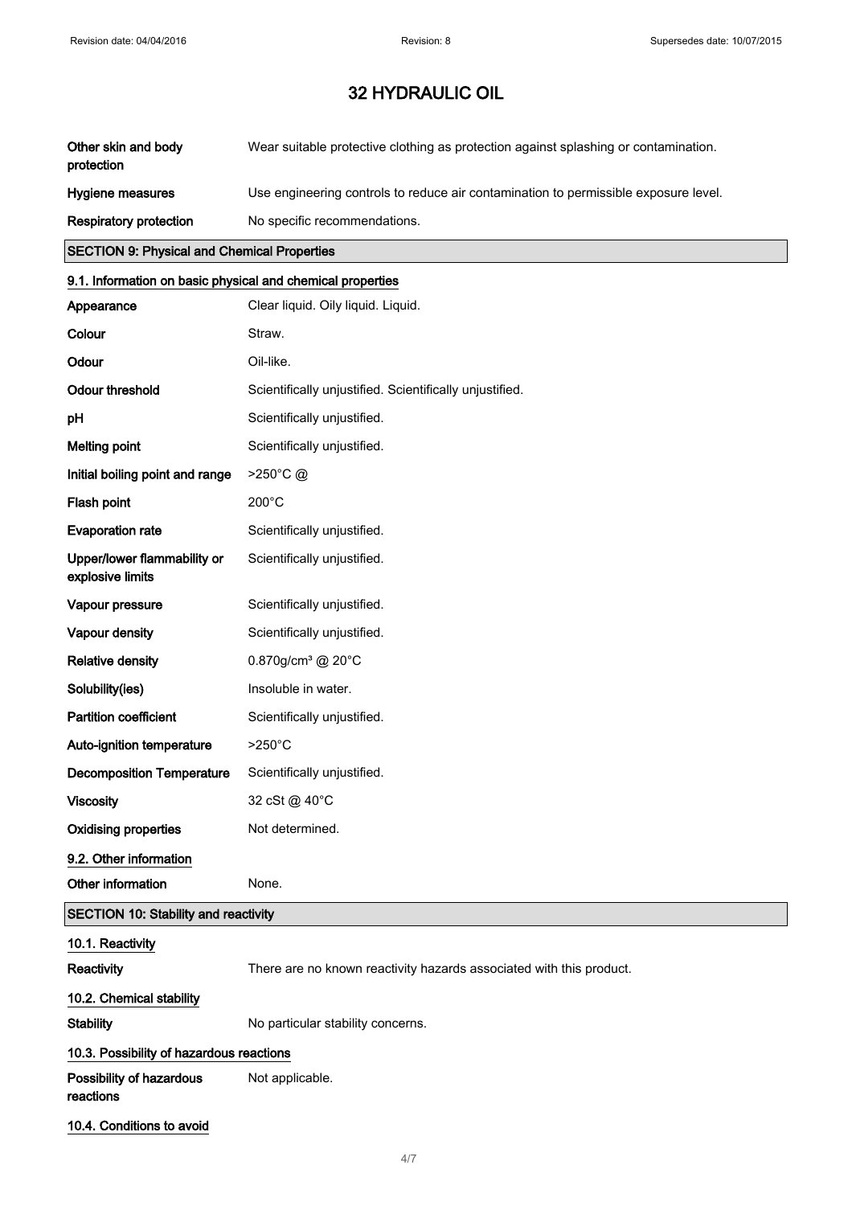# 32 HYDRAULIC OIL

| | |
|---|---|
| **Other skin and body protection** | Wear suitable protective clothing as protection against splashing or contamination. |
| **Hygiene measures** | Use engineering controls to reduce air contamination to permissible exposure level. |
| **Respiratory protection** | No specific recommendations. |

## SECTION 9: Physical and Chemical Properties

### 9.1. Information on basic physical and chemical properties

| | |
|---|---|
| **Appearance** | Clear liquid. Oily liquid. Liquid. |
| **Colour** | Straw. |
| **Odour** | Oil-like. |
| **Odour threshold** | Scientifically unjustified. Scientifically unjustified. |
| **pH** | Scientifically unjustified. |
| **Melting point** | Scientifically unjustified. |
| **Initial boiling point and range** | >250°C @ |
| **Flash point** | 200°C |
| **Evaporation rate** | Scientifically unjustified. |
| **Upper/lower flammability or explosive limits** | Scientifically unjustified. |
| **Vapour pressure** | Scientifically unjustified. |
| **Vapour density** | Scientifically unjustified. |
| **Relative density** | 0.870g/cm³ @ 20°C |
| **Solubility(ies)** | Insoluble in water. |
| **Partition coefficient** | Scientifically unjustified. |
| **Auto-ignition temperature** | >250°C |
| **Decomposition Temperature** | Scientifically unjustified. |
| **Viscosity** | 32 cSt @ 40°C |
| **Oxidising properties** | Not determined. |

### 9.2. Other information

| | |
|---|---|
| **Other information** | None. |

## SECTION 10: Stability and reactivity

### 10.1. Reactivity

| | |
|---|---|
| **Reactivity** | There are no known reactivity hazards associated with this product. |

### 10.2. Chemical stability

| | |
|---|---|
| **Stability** | No particular stability concerns. |

### 10.3. Possibility of hazardous reactions

| | |
|---|---|
| **Possibility of hazardous reactions** | Not applicable. |

### 10.4. Conditions to avoid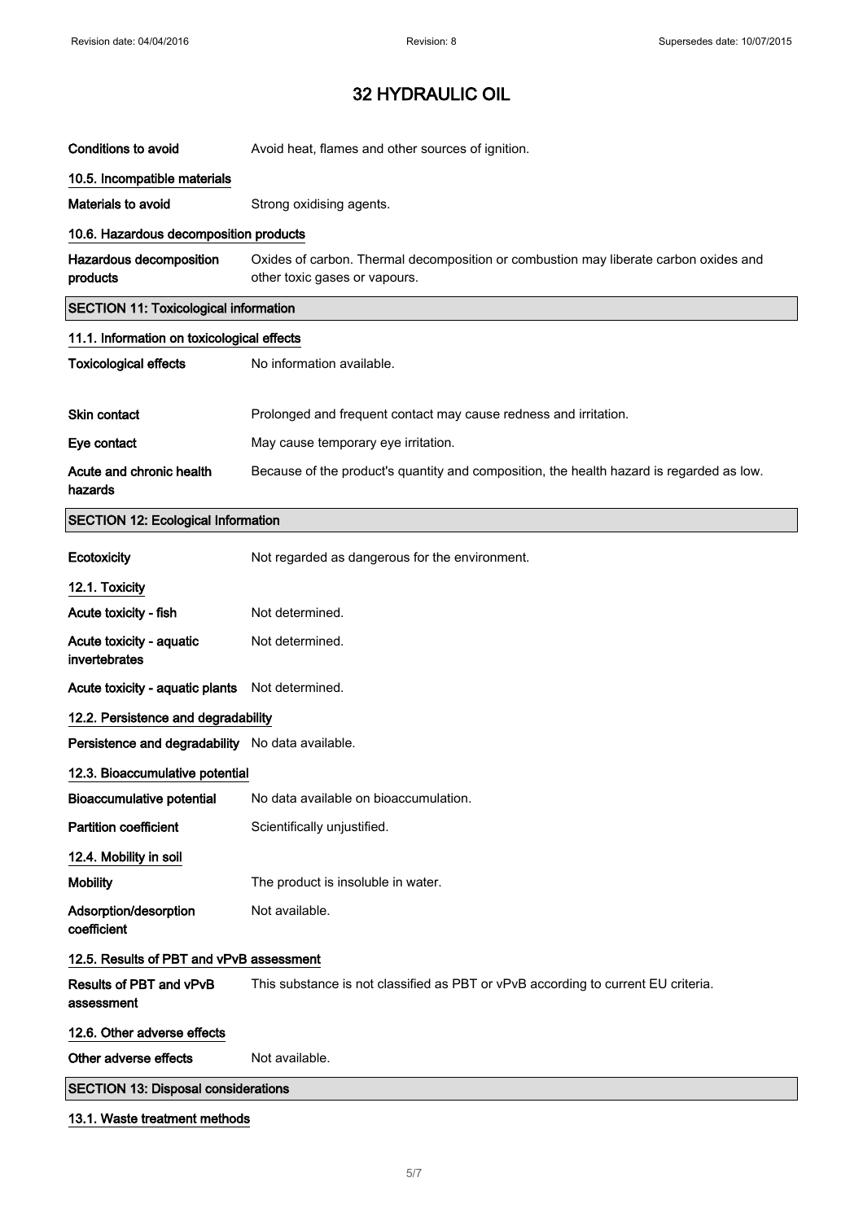| | |
|---|---|
| **Conditions to avoid** | Avoid heat, flames and other sources of ignition. |

### 10.5. Incompatible materials

| | |
|---|---|
| **Materials to avoid** | Strong oxidising agents. |

### 10.6. Hazardous decomposition products

| | |
|---|---|
| **Hazardous decomposition products** | Oxides of carbon. Thermal decomposition or combustion may liberate carbon oxides and other toxic gases or vapours. |

## SECTION 11: Toxicological information

### 11.1. Information on toxicological effects

| | |
|---|---|
| **Toxicological effects** | No information available. |
| **Skin contact** | Prolonged and frequent contact may cause redness and irritation. |
| **Eye contact** | May cause temporary eye irritation. |
| **Acute and chronic health hazards** | Because of the product's quantity and composition, the health hazard is regarded as low. |

## SECTION 12: Ecological Information

| | |
|---|---|
| **Ecotoxicity** | Not regarded as dangerous for the environment. |

### 12.1. Toxicity

| | |
|---|---|
| **Acute toxicity - fish** | Not determined. |
| **Acute toxicity - aquatic invertebrates** | Not determined. |
| **Acute toxicity - aquatic plants** | Not determined. |

### 12.2. Persistence and degradability

| | |
|---|---|
| **Persistence and degradability** | No data available. |

### 12.3. Bioaccumulative potential

| | |
|---|---|
| **Bioaccumulative potential** | No data available on bioaccumulation. |
| **Partition coefficient** | Scientifically unjustified. |

### 12.4. Mobility in soil

| | |
|---|---|
| **Mobility** | The product is insoluble in water. |
| **Adsorption/desorption coefficient** | Not available. |

### 12.5. Results of PBT and vPvB assessment

| | |
|---|---|
| **Results of PBT and vPvB assessment** | This substance is not classified as PBT or vPvB according to current EU criteria. |

### 12.6. Other adverse effects

| | |
|---|---|
| **Other adverse effects** | Not available. |

## SECTION 13: Disposal considerations

### 13.1. Waste treatment methods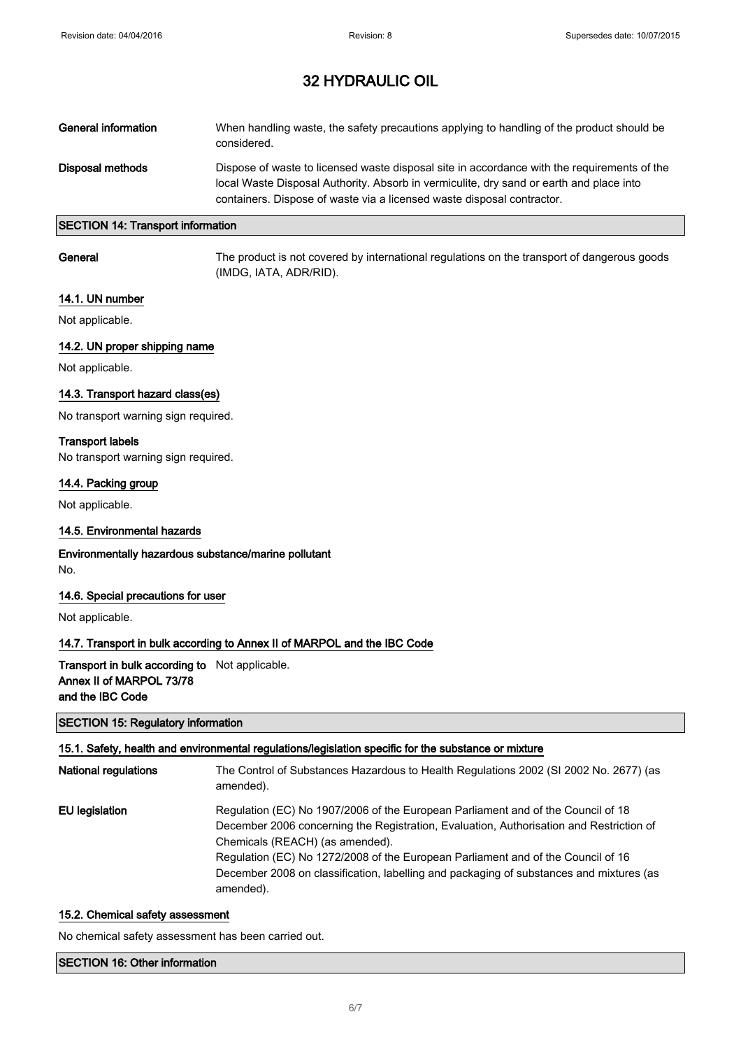| | |
|---|---|
| **General information** | When handling waste, the safety precautions applying to handling of the product should be considered. |
| **Disposal methods** | Dispose of waste to licensed waste disposal site in accordance with the requirements of the local Waste Disposal Authority. Absorb in vermiculite, dry sand or earth and place into containers. Dispose of waste via a licensed waste disposal contractor. |

## SECTION 14: Transport information

| | |
|---|---|
| **General** | The product is not covered by international regulations on the transport of dangerous goods (IMDG, IATA, ADR/RID). |

### 14.1. UN number

Not applicable.

### 14.2. UN proper shipping name

Not applicable.

### 14.3. Transport hazard class(es)

No transport warning sign required.

**Transport labels**

No transport warning sign required.

### 14.4. Packing group

Not applicable.

### 14.5. Environmental hazards

**Environmentally hazardous substance/marine pollutant**

No.

### 14.6. Special precautions for user

Not applicable.

### 14.7. Transport in bulk according to Annex II of MARPOL and the IBC Code

| | |
|---|---|
| **Transport in bulk according to Annex II of MARPOL 73/78 and the IBC Code** | Not applicable. |

## SECTION 15: Regulatory information

### 15.1. Safety, health and environmental regulations/legislation specific for the substance or mixture

| | |
|---|---|
| **National regulations** | The Control of Substances Hazardous to Health Regulations 2002 (SI 2002 No. 2677) (as amended). |
| **EU legislation** | Regulation (EC) No 1907/2006 of the European Parliament and of the Council of 18 December 2006 concerning the Registration, Evaluation, Authorisation and Restriction of Chemicals (REACH) (as amended).<br>Regulation (EC) No 1272/2008 of the European Parliament and of the Council of 16 December 2008 on classification, labelling and packaging of substances and mixtures (as amended). |

### 15.2. Chemical safety assessment

No chemical safety assessment has been carried out.

## SECTION 16: Other information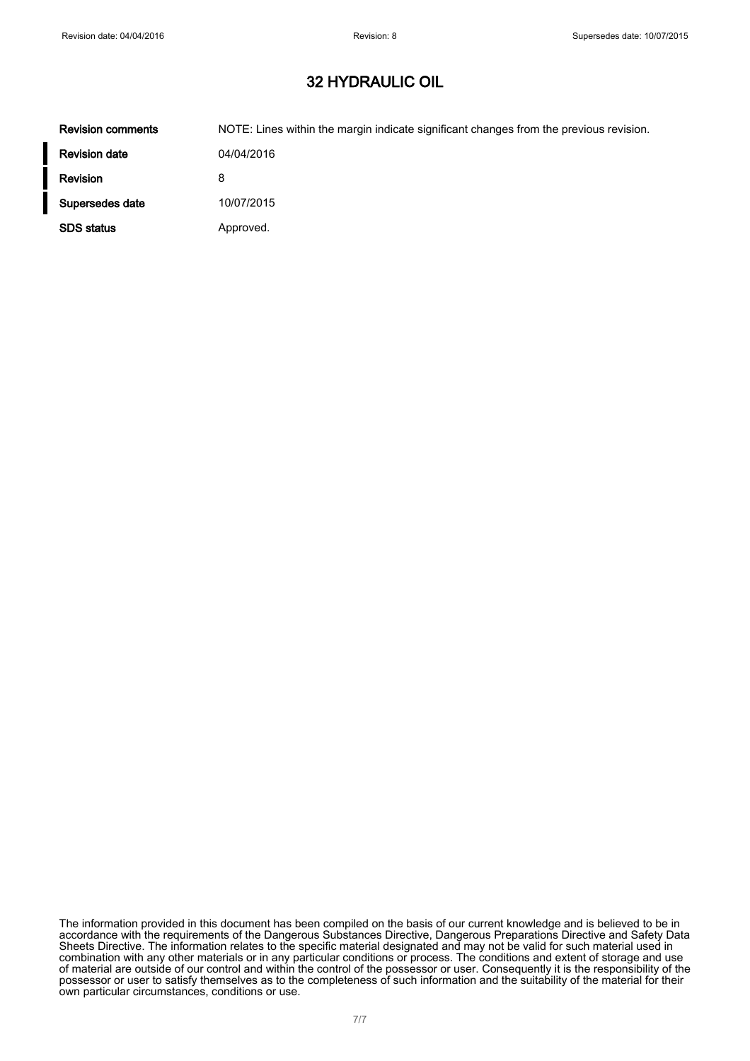# 32 HYDRAULIC OIL

| | |
|---|---|
| **Revision comments** | NOTE: Lines within the margin indicate significant changes from the previous revision. |
| **Revision date** | 04/04/2016 |
| **Revision** | 8 |
| **Supersedes date** | 10/07/2015 |
| **SDS status** | Approved. |

The information provided in this document has been compiled on the basis of our current knowledge and is believed to be in accordance with the requirements of the Dangerous Substances Directive, Dangerous Preparations Directive and Safety Data Sheets Directive. The information relates to the specific material designated and may not be valid for such material used in combination with any other materials or in any particular conditions or process. The conditions and extent of storage and use of material are outside of our control and within the control of the possessor or user. Consequently it is the responsibility of the possessor or user to satisfy themselves as to the completeness of such information and the suitability of the material for their own particular circumstances, conditions or use.